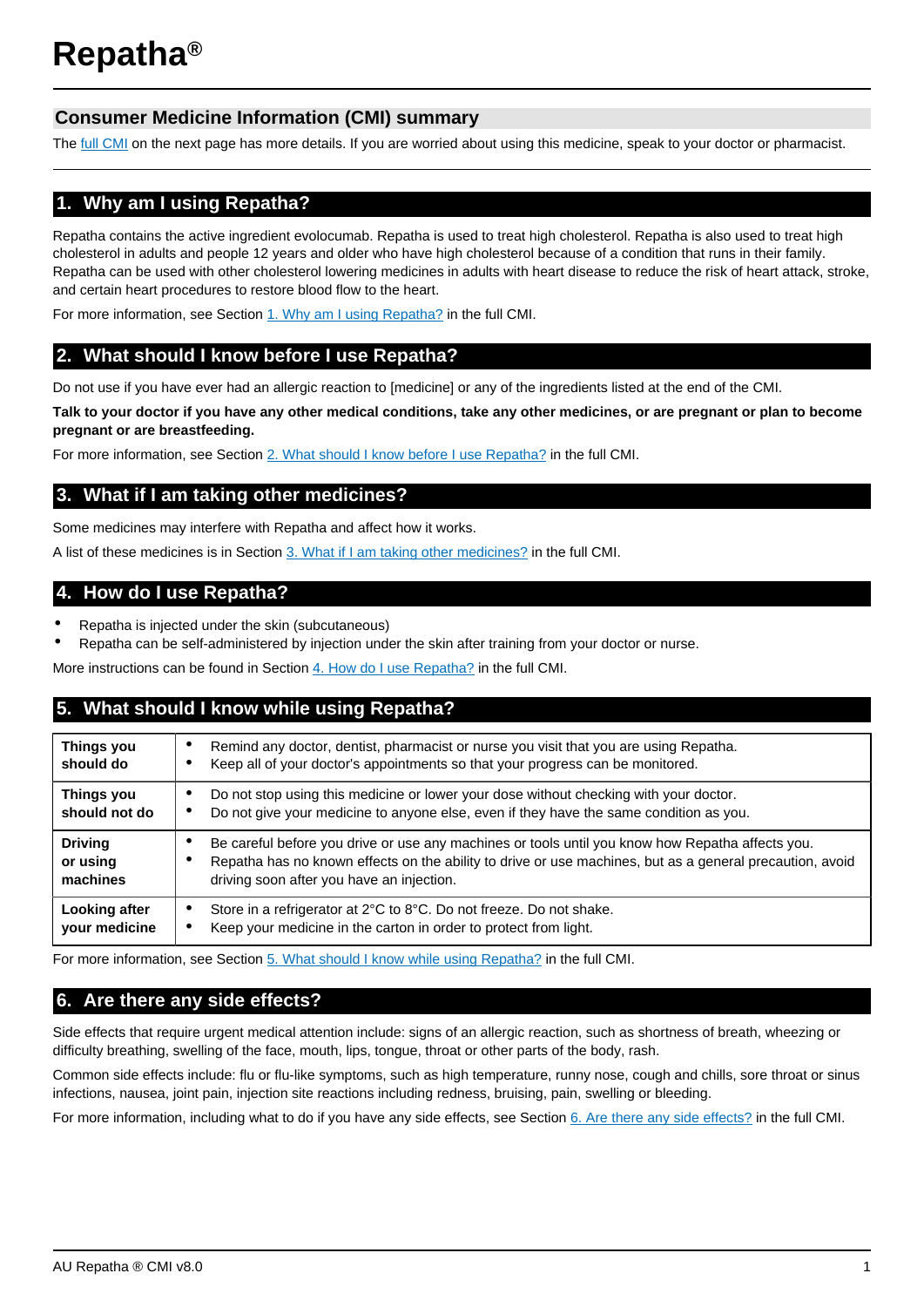# Repatha®

## Consumer Medicine Information (CMI) summary

The full CMI on the next page has more details. If you are worried about using this medicine, speak to your doctor or pharmacist.

## 1. Why am I using Repatha?

Repatha contains the active ingredient evolocumab. Repatha is used to treat high cholesterol. Repatha is also used to treat high cholesterol in adults and people 12 years and older who have high cholesterol because of a condition that runs in their family. Repatha can be used with other cholesterol lowering medicines in adults with heart disease to reduce the risk of heart attack, stroke, and certain heart procedures to restore blood flow to the heart.

For more information, see Section 1. Why am I using Repatha? in the full CMI.

## 2. What should I know before I use Repatha?

Do not use if you have ever had an allergic reaction to [medicine] or any of the ingredients listed at the end of the CMI.

**Talk to your doctor if you have any other medical conditions, take any other medicines, or are pregnant or plan to become pregnant or are breastfeeding.**

For more information, see Section 2. What should I know before I use Repatha? in the full CMI.

## 3. What if I am taking other medicines?

Some medicines may interfere with Repatha and affect how it works.

A list of these medicines is in Section 3. What if I am taking other medicines? in the full CMI.

## 4. How do I use Repatha?

- Repatha is injected under the skin (subcutaneous)
- Repatha can be self-administered by injection under the skin after training from your doctor or nurse.

More instructions can be found in Section 4. How do I use Repatha? in the full CMI.

## 5. What should I know while using Repatha?

| | |
|---|---|
| **Things you should do** | • Remind any doctor, dentist, pharmacist or nurse you visit that you are using Repatha.<br>• Keep all of your doctor's appointments so that your progress can be monitored. |
| **Things you should not do** | • Do not stop using this medicine or lower your dose without checking with your doctor.<br>• Do not give your medicine to anyone else, even if they have the same condition as you. |
| **Driving or using machines** | • Be careful before you drive or use any machines or tools until you know how Repatha affects you.<br>• Repatha has no known effects on the ability to drive or use machines, but as a general precaution, avoid driving soon after you have an injection. |
| **Looking after your medicine** | • Store in a refrigerator at 2°C to 8°C. Do not freeze. Do not shake.<br>• Keep your medicine in the carton in order to protect from light. |

For more information, see Section 5. What should I know while using Repatha? in the full CMI.

## 6. Are there any side effects?

Side effects that require urgent medical attention include: signs of an allergic reaction, such as shortness of breath, wheezing or difficulty breathing, swelling of the face, mouth, lips, tongue, throat or other parts of the body, rash.

Common side effects include: flu or flu-like symptoms, such as high temperature, runny nose, cough and chills, sore throat or sinus infections, nausea, joint pain, injection site reactions including redness, bruising, pain, swelling or bleeding.

For more information, including what to do if you have any side effects, see Section 6. Are there any side effects? in the full CMI.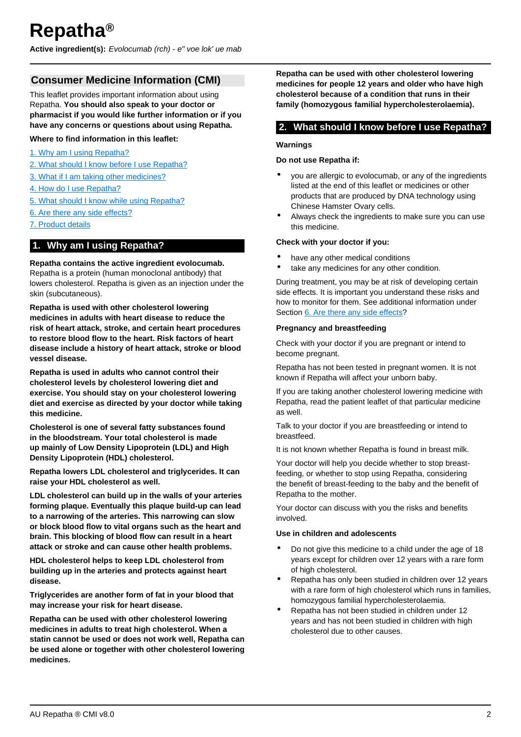# Repatha®

**Active ingredient(s):** *Evolocumab (rch) - e'' voe lok' ue mab*

## Consumer Medicine Information (CMI)

This leaflet provides important information about using Repatha. **You should also speak to your doctor or pharmacist if you would like further information or if you have any concerns or questions about using Repatha.**

**Where to find information in this leaflet:**

1. Why am I using Repatha?
2. What should I know before I use Repatha?
3. What if I am taking other medicines?
4. How do I use Repatha?
5. What should I know while using Repatha?
6. Are there any side effects?
7. Product details

## 1. Why am I using Repatha?

**Repatha contains the active ingredient evolocumab.** Repatha is a protein (human monoclonal antibody) that lowers cholesterol. Repatha is given as an injection under the skin (subcutaneous).

**Repatha is used with other cholesterol lowering medicines in adults with heart disease to reduce the risk of heart attack, stroke, and certain heart procedures to restore blood flow to the heart. Risk factors of heart disease include a history of heart attack, stroke or blood vessel disease.**

**Repatha is used in adults who cannot control their cholesterol levels by cholesterol lowering diet and exercise. You should stay on your cholesterol lowering diet and exercise as directed by your doctor while taking this medicine.**

**Cholesterol is one of several fatty substances found in the bloodstream. Your total cholesterol is made up mainly of Low Density Lipoprotein (LDL) and High Density Lipoprotein (HDL) cholesterol.**

**Repatha lowers LDL cholesterol and triglycerides. It can raise your HDL cholesterol as well.**

**LDL cholesterol can build up in the walls of your arteries forming plaque. Eventually this plaque build-up can lead to a narrowing of the arteries. This narrowing can slow or block blood flow to vital organs such as the heart and brain. This blocking of blood flow can result in a heart attack or stroke and can cause other health problems.**

**HDL cholesterol helps to keep LDL cholesterol from building up in the arteries and protects against heart disease.**

**Triglycerides are another form of fat in your blood that may increase your risk for heart disease.**

**Repatha can be used with other cholesterol lowering medicines in adults to treat high cholesterol. When a statin cannot be used or does not work well, Repatha can be used alone or together with other cholesterol lowering medicines.**

**Repatha can be used with other cholesterol lowering medicines for people 12 years and older who have high cholesterol because of a condition that runs in their family (homozygous familial hypercholesterolaemia).**

## 2. What should I know before I use Repatha?

### Warnings

**Do not use Repatha if:**

- you are allergic to evolocumab, or any of the ingredients listed at the end of this leaflet or medicines or other products that are produced by DNA technology using Chinese Hamster Ovary cells.
- Always check the ingredients to make sure you can use this medicine.

**Check with your doctor if you:**

- have any other medical conditions
- take any medicines for any other condition.

During treatment, you may be at risk of developing certain side effects. It is important you understand these risks and how to monitor for them. See additional information under Section 6. Are there any side effects?

### Pregnancy and breastfeeding

Check with your doctor if you are pregnant or intend to become pregnant.

Repatha has not been tested in pregnant women. It is not known if Repatha will affect your unborn baby.

If you are taking another cholesterol lowering medicine with Repatha, read the patient leaflet of that particular medicine as well.

Talk to your doctor if you are breastfeeding or intend to breastfeed.

It is not known whether Repatha is found in breast milk.

Your doctor will help you decide whether to stop breast-feeding, or whether to stop using Repatha, considering the benefit of breast-feeding to the baby and the benefit of Repatha to the mother.

Your doctor can discuss with you the risks and benefits involved.

### Use in children and adolescents

- Do not give this medicine to a child under the age of 18 years except for children over 12 years with a rare form of high cholesterol.
- Repatha has only been studied in children over 12 years with a rare form of high cholesterol which runs in families, homozygous familial hypercholesterolaemia.
- Repatha has not been studied in children under 12 years and has not been studied in children with high cholesterol due to other causes.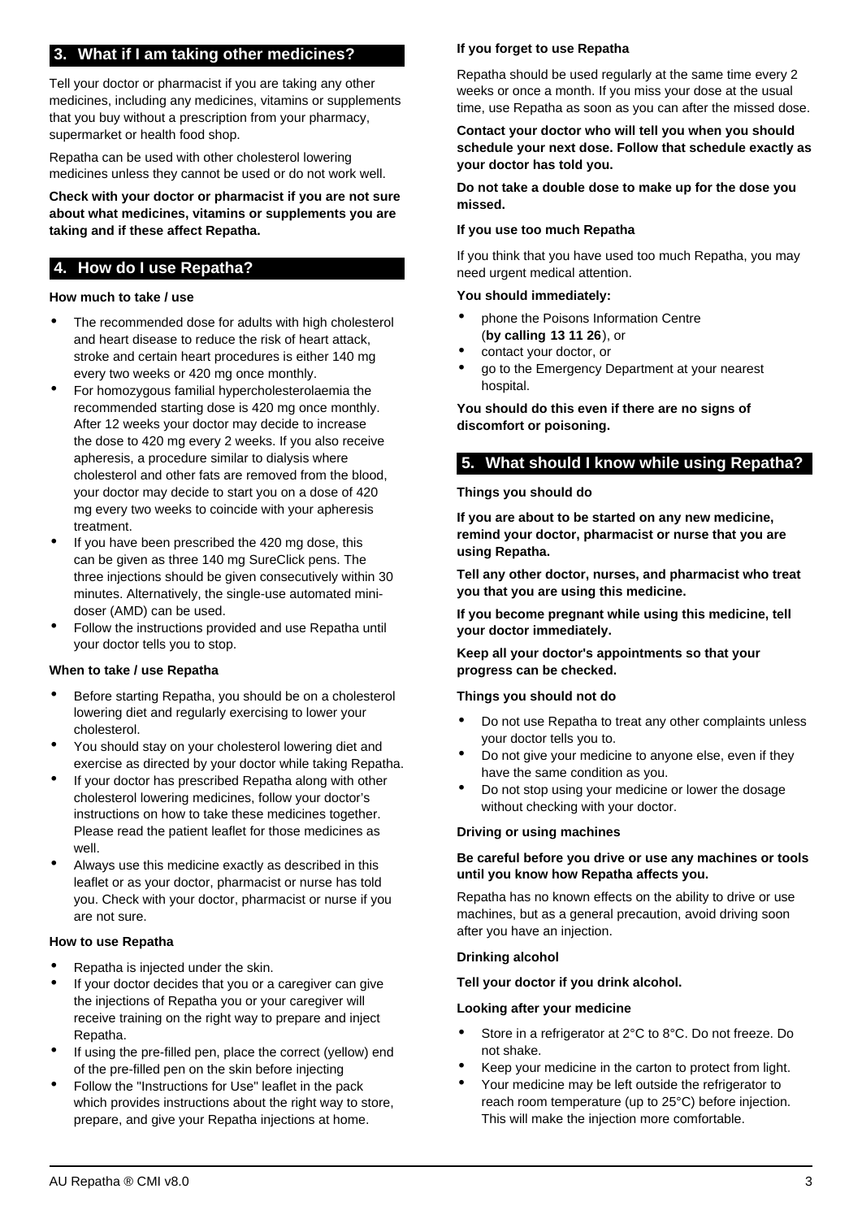## 3. What if I am taking other medicines?

Tell your doctor or pharmacist if you are taking any other medicines, including any medicines, vitamins or supplements that you buy without a prescription from your pharmacy, supermarket or health food shop.

Repatha can be used with other cholesterol lowering medicines unless they cannot be used or do not work well.

**Check with your doctor or pharmacist if you are not sure about what medicines, vitamins or supplements you are taking and if these affect Repatha.**

## 4. How do I use Repatha?

**How much to take / use**

- The recommended dose for adults with high cholesterol and heart disease to reduce the risk of heart attack, stroke and certain heart procedures is either 140 mg every two weeks or 420 mg once monthly.
- For homozygous familial hypercholesterolaemia the recommended starting dose is 420 mg once monthly. After 12 weeks your doctor may decide to increase the dose to 420 mg every 2 weeks. If you also receive apheresis, a procedure similar to dialysis where cholesterol and other fats are removed from the blood, your doctor may decide to start you on a dose of 420 mg every two weeks to coincide with your apheresis treatment.
- If you have been prescribed the 420 mg dose, this can be given as three 140 mg SureClick pens. The three injections should be given consecutively within 30 minutes. Alternatively, the single-use automated mini-doser (AMD) can be used.
- Follow the instructions provided and use Repatha until your doctor tells you to stop.

**When to take / use Repatha**

- Before starting Repatha, you should be on a cholesterol lowering diet and regularly exercising to lower your cholesterol.
- You should stay on your cholesterol lowering diet and exercise as directed by your doctor while taking Repatha.
- If your doctor has prescribed Repatha along with other cholesterol lowering medicines, follow your doctor's instructions on how to take these medicines together. Please read the patient leaflet for those medicines as well.
- Always use this medicine exactly as described in this leaflet or as your doctor, pharmacist or nurse has told you. Check with your doctor, pharmacist or nurse if you are not sure.

**How to use Repatha**

- Repatha is injected under the skin.
- If your doctor decides that you or a caregiver can give the injections of Repatha you or your caregiver will receive training on the right way to prepare and inject Repatha.
- If using the pre-filled pen, place the correct (yellow) end of the pre-filled pen on the skin before injecting
- Follow the "Instructions for Use" leaflet in the pack which provides instructions about the right way to store, prepare, and give your Repatha injections at home.

**If you forget to use Repatha**

Repatha should be used regularly at the same time every 2 weeks or once a month. If you miss your dose at the usual time, use Repatha as soon as you can after the missed dose.

**Contact your doctor who will tell you when you should schedule your next dose. Follow that schedule exactly as your doctor has told you.**

**Do not take a double dose to make up for the dose you missed.**

**If you use too much Repatha**

If you think that you have used too much Repatha, you may need urgent medical attention.

**You should immediately:**

- phone the Poisons Information Centre (**by calling 13 11 26**), or
- contact your doctor, or
- go to the Emergency Department at your nearest hospital.

**You should do this even if there are no signs of discomfort or poisoning.**

## 5. What should I know while using Repatha?

**Things you should do**

**If you are about to be started on any new medicine, remind your doctor, pharmacist or nurse that you are using Repatha.**

**Tell any other doctor, nurses, and pharmacist who treat you that you are using this medicine.**

**If you become pregnant while using this medicine, tell your doctor immediately.**

**Keep all your doctor's appointments so that your progress can be checked.**

**Things you should not do**

- Do not use Repatha to treat any other complaints unless your doctor tells you to.
- Do not give your medicine to anyone else, even if they have the same condition as you.
- Do not stop using your medicine or lower the dosage without checking with your doctor.

**Driving or using machines**

**Be careful before you drive or use any machines or tools until you know how Repatha affects you.**

Repatha has no known effects on the ability to drive or use machines, but as a general precaution, avoid driving soon after you have an injection.

**Drinking alcohol**

**Tell your doctor if you drink alcohol.**

**Looking after your medicine**

- Store in a refrigerator at 2°C to 8°C. Do not freeze. Do not shake.
- Keep your medicine in the carton to protect from light.
- Your medicine may be left outside the refrigerator to reach room temperature (up to 25°C) before injection. This will make the injection more comfortable.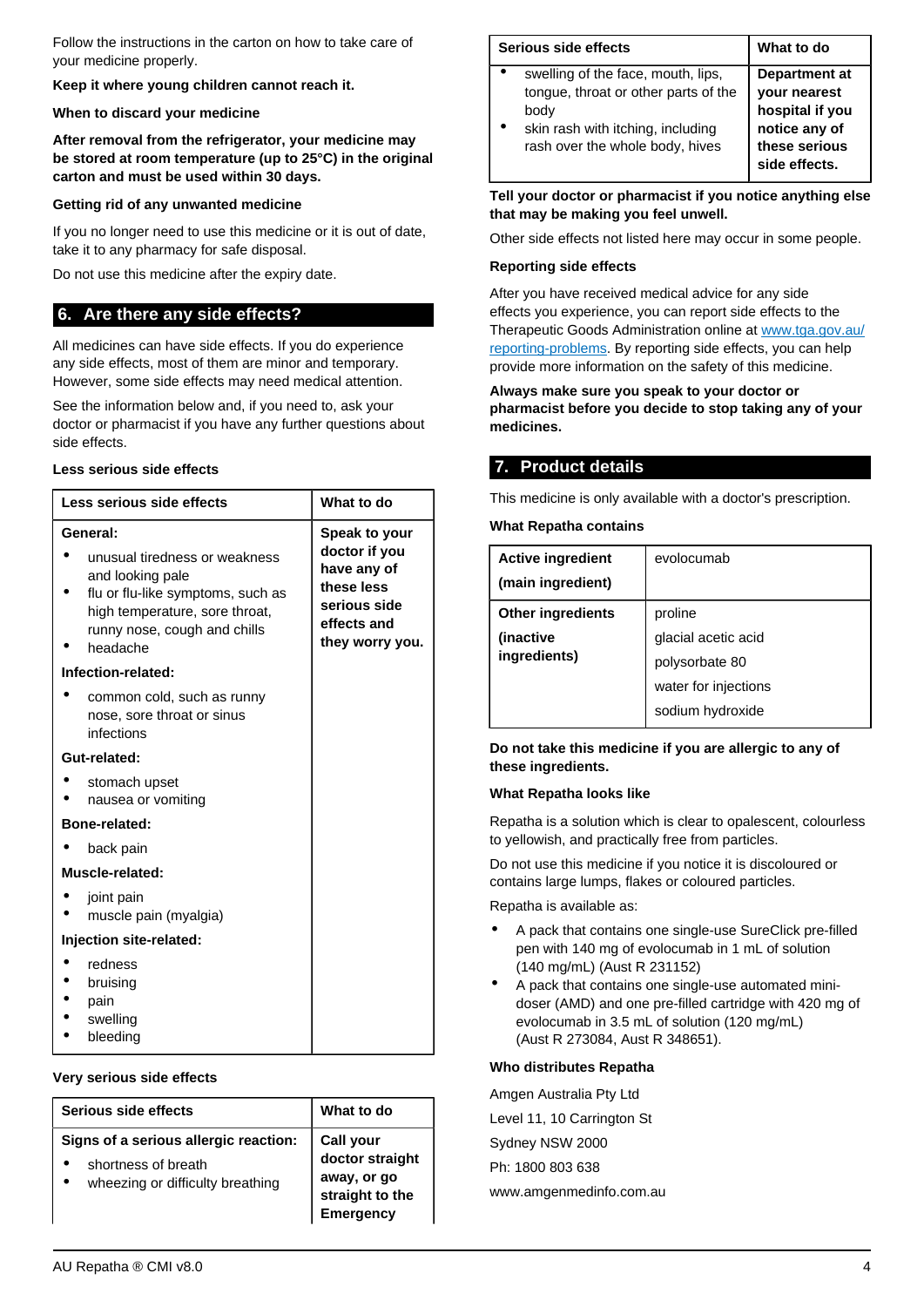Follow the instructions in the carton on how to take care of your medicine properly.

**Keep it where young children cannot reach it.**

**When to discard your medicine**

**After removal from the refrigerator, your medicine may be stored at room temperature (up to 25°C) in the original carton and must be used within 30 days.**

**Getting rid of any unwanted medicine**

If you no longer need to use this medicine or it is out of date, take it to any pharmacy for safe disposal.

Do not use this medicine after the expiry date.

## 6. Are there any side effects?

All medicines can have side effects. If you do experience any side effects, most of them are minor and temporary. However, some side effects may need medical attention.

See the information below and, if you need to, ask your doctor or pharmacist if you have any further questions about side effects.

**Less serious side effects**

| Less serious side effects | What to do |
|---|---|
| **General:**<br>• unusual tiredness or weakness and looking pale<br>• flu or flu-like symptoms, such as high temperature, sore throat, runny nose, cough and chills<br>• headache<br>**Infection-related:**<br>• common cold, such as runny nose, sore throat or sinus infections<br>**Gut-related:**<br>• stomach upset<br>• nausea or vomiting<br>**Bone-related:**<br>• back pain<br>**Muscle-related:**<br>• joint pain<br>• muscle pain (myalgia)<br>**Injection site-related:**<br>• redness<br>• bruising<br>• pain<br>• swelling<br>• bleeding | **Speak to your doctor if you have any of these less serious side effects and they worry you.** |

**Very serious side effects**

| Serious side effects | What to do |
|---|---|
| **Signs of a serious allergic reaction:**<br>• shortness of breath<br>• wheezing or difficulty breathing<br>• swelling of the face, mouth, lips, tongue, throat or other parts of the body<br>• skin rash with itching, including rash over the whole body, hives | **Call your doctor straight away, or go straight to the Emergency Department at your nearest hospital if you notice any of these serious side effects.** |

**Tell your doctor or pharmacist if you notice anything else that may be making you feel unwell.**

Other side effects not listed here may occur in some people.

**Reporting side effects**

After you have received medical advice for any side effects you experience, you can report side effects to the Therapeutic Goods Administration online at www.tga.gov.au/reporting-problems. By reporting side effects, you can help provide more information on the safety of this medicine.

**Always make sure you speak to your doctor or pharmacist before you decide to stop taking any of your medicines.**

## 7. Product details

This medicine is only available with a doctor's prescription.

**What Repatha contains**

| | |
|---|---|
| **Active ingredient**<br>**(main ingredient)** | evolocumab |
| **Other ingredients**<br>**(inactive ingredients)** | proline<br>glacial acetic acid<br>polysorbate 80<br>water for injections<br>sodium hydroxide |

**Do not take this medicine if you are allergic to any of these ingredients.**

**What Repatha looks like**

Repatha is a solution which is clear to opalescent, colourless to yellowish, and practically free from particles.

Do not use this medicine if you notice it is discoloured or contains large lumps, flakes or coloured particles.

Repatha is available as:

- A pack that contains one single-use SureClick pre-filled pen with 140 mg of evolocumab in 1 mL of solution (140 mg/mL) (Aust R 231152)
- A pack that contains one single-use automated mini-doser (AMD) and one pre-filled cartridge with 420 mg of evolocumab in 3.5 mL of solution (120 mg/mL) (Aust R 273084, Aust R 348651).

**Who distributes Repatha**

Amgen Australia Pty Ltd

Level 11, 10 Carrington St

Sydney NSW 2000

Ph: 1800 803 638

www.amgenmedinfo.com.au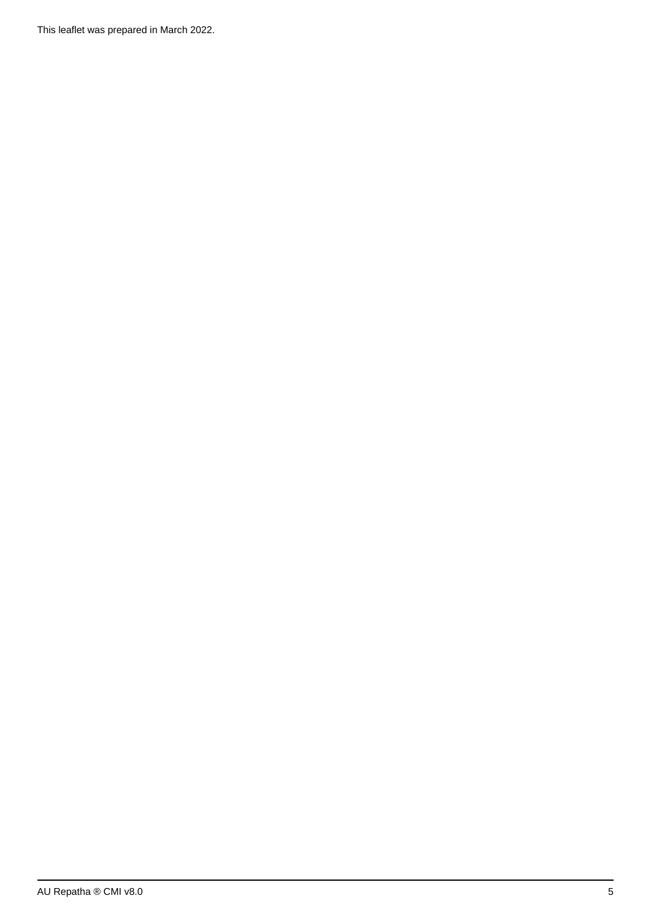This leaflet was prepared in March 2022.